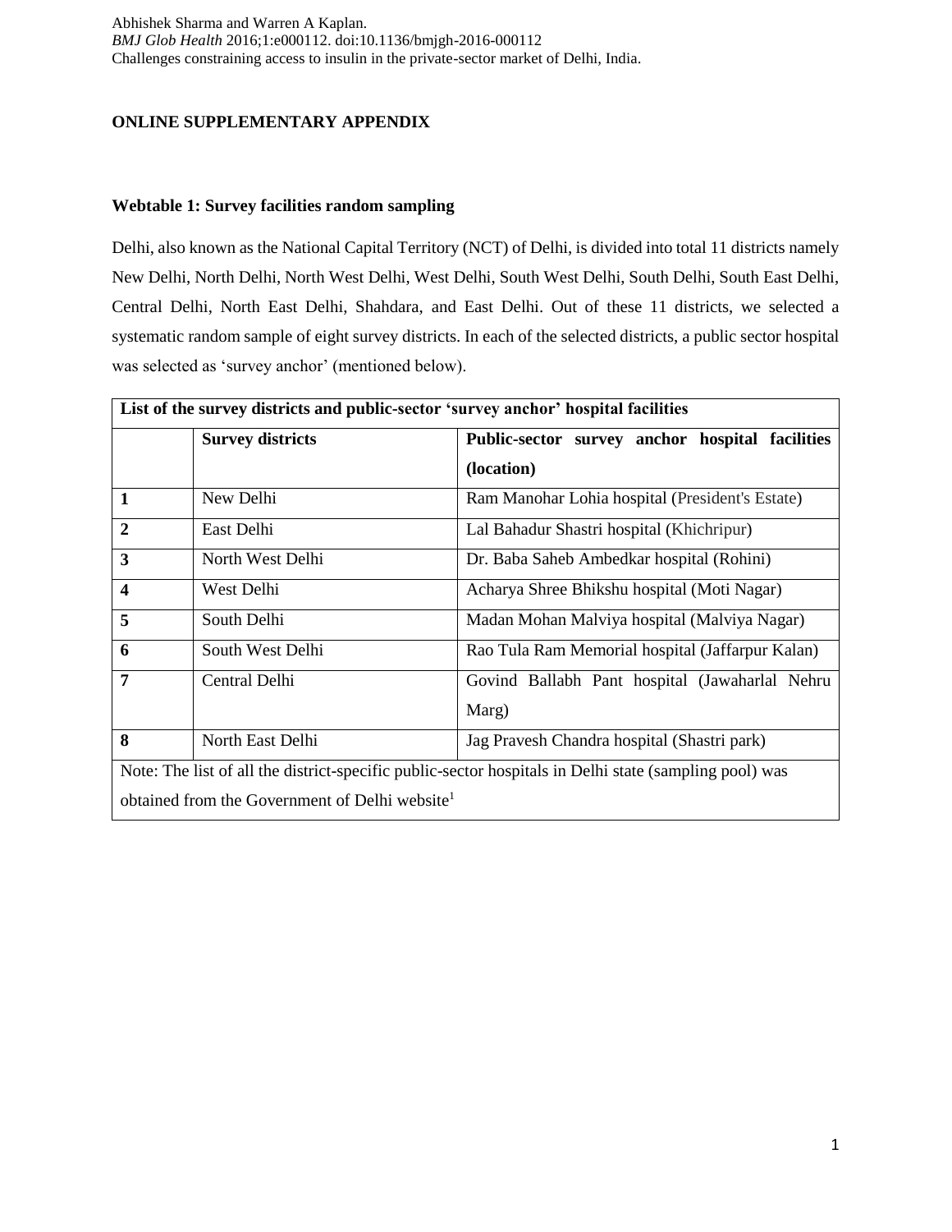# ONLINE SUPPLEMENTARY APPENDIX

## Webtable 1: Survey facilities random sampling

Delhi, also known as the National Capital Territory (NCT) of Delhi, is divided into total 11 districts namely New Delhi, North Delhi, North West Delhi, West Delhi, South West Delhi, South Delhi, South East Delhi, Central Delhi, North East Delhi, Shahdara, and East Delhi. Out of these 11 districts, we selected a systematic random sample of eight survey districts. In each of the selected districts, a public sector hospital was selected as 'survey anchor' (mentioned below).

| **List of the survey districts and public-sector 'survey anchor' hospital facilities** | | |
|---|---|---|
| | **Survey districts** | **Public-sector survey anchor hospital facilities (location)** |
| **1** | New Delhi | Ram Manohar Lohia hospital (President's Estate) |
| **2** | East Delhi | Lal Bahadur Shastri hospital (Khichripur) |
| **3** | North West Delhi | Dr. Baba Saheb Ambedkar hospital (Rohini) |
| **4** | West Delhi | Acharya Shree Bhikshu hospital (Moti Nagar) |
| **5** | South Delhi | Madan Mohan Malviya hospital (Malviya Nagar) |
| **6** | South West Delhi | Rao Tula Ram Memorial hospital (Jaffarpur Kalan) |
| **7** | Central Delhi | Govind Ballabh Pant hospital (Jawaharlal Nehru Marg) |
| **8** | North East Delhi | Jag Pravesh Chandra hospital (Shastri park) |
| Note: The list of all the district-specific public-sector hospitals in Delhi state (sampling pool) was obtained from the Government of Delhi website[1] | | |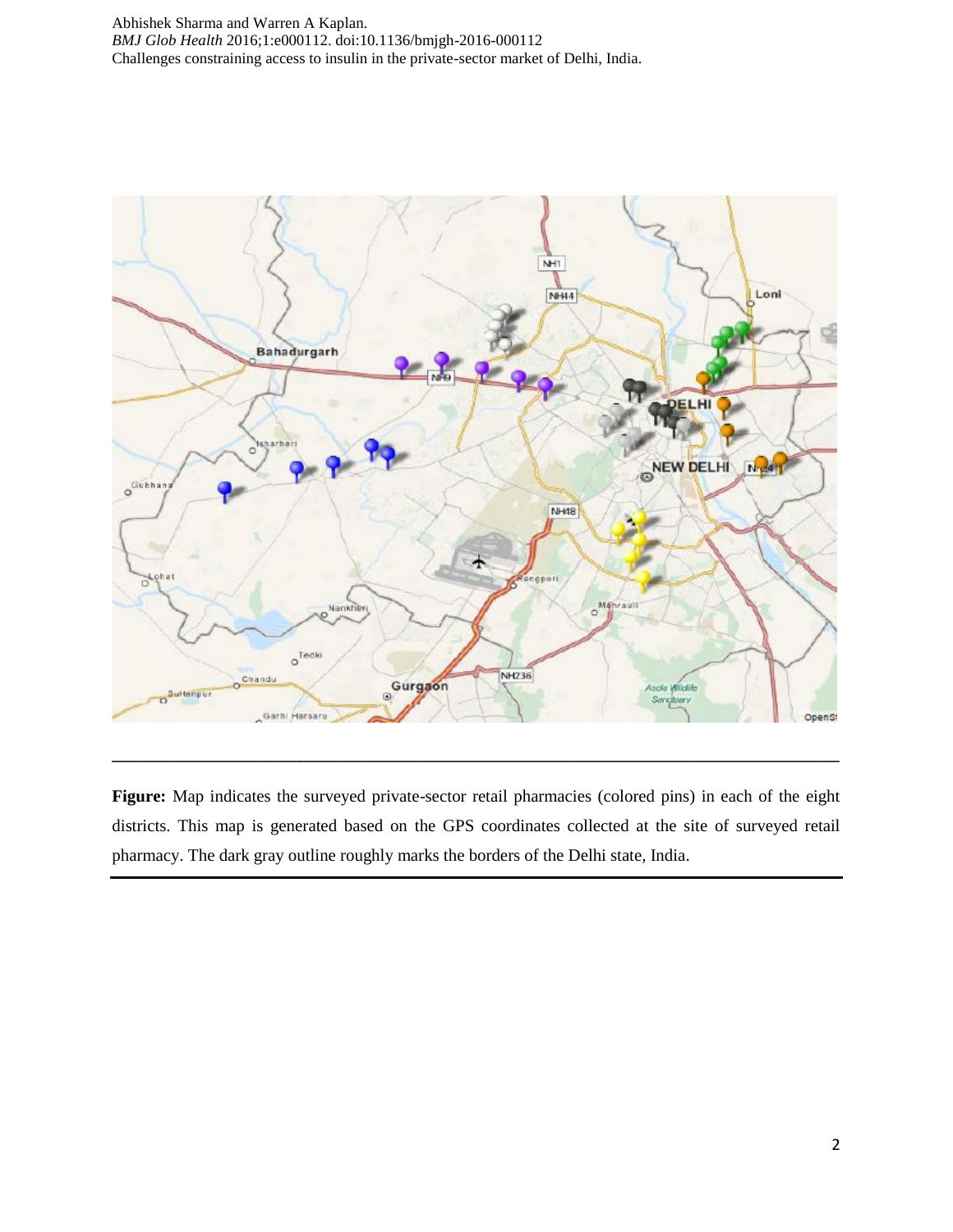**Figure:** Map indicates the surveyed private-sector retail pharmacies (colored pins) in each of the eight districts. This map is generated based on the GPS coordinates collected at the site of surveyed retail pharmacy. The dark gray outline roughly marks the borders of the Delhi state, India.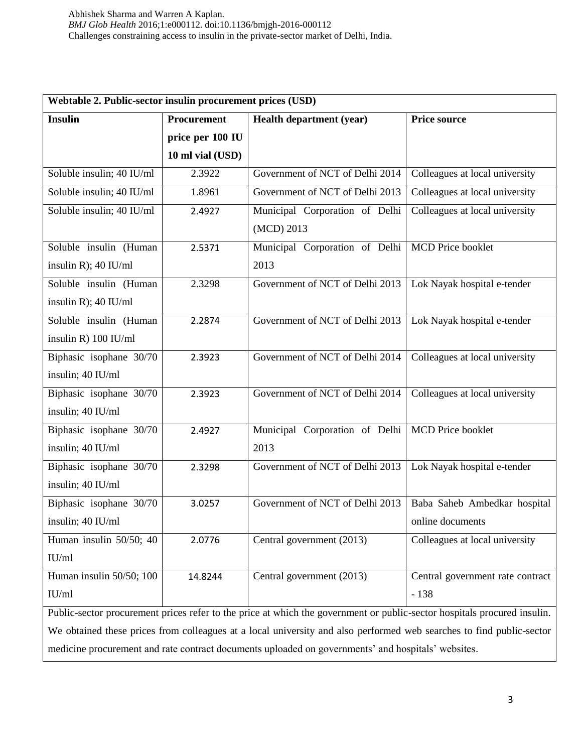| Webtable 2. Public-sector insulin procurement prices (USD) | | | |
|---|---|---|---|
| **Insulin** | **Procurement price per 100 IU 10 ml vial (USD)** | **Health department (year)** | **Price source** |
| Soluble insulin; 40 IU/ml | 2.3922 | Government of NCT of Delhi 2014 | Colleagues at local university |
| Soluble insulin; 40 IU/ml | 1.8961 | Government of NCT of Delhi 2013 | Colleagues at local university |
| Soluble insulin; 40 IU/ml | 2.4927 | Municipal Corporation of Delhi (MCD) 2013 | Colleagues at local university |
| Soluble insulin (Human insulin R); 40 IU/ml | 2.5371 | Municipal Corporation of Delhi 2013 | MCD Price booklet |
| Soluble insulin (Human insulin R); 40 IU/ml | 2.3298 | Government of NCT of Delhi 2013 | Lok Nayak hospital e-tender |
| Soluble insulin (Human insulin R) 100 IU/ml | 2.2874 | Government of NCT of Delhi 2013 | Lok Nayak hospital e-tender |
| Biphasic isophane 30/70 insulin; 40 IU/ml | 2.3923 | Government of NCT of Delhi 2014 | Colleagues at local university |
| Biphasic isophane 30/70 insulin; 40 IU/ml | 2.3923 | Government of NCT of Delhi 2014 | Colleagues at local university |
| Biphasic isophane 30/70 insulin; 40 IU/ml | 2.4927 | Municipal Corporation of Delhi 2013 | MCD Price booklet |
| Biphasic isophane 30/70 insulin; 40 IU/ml | 2.3298 | Government of NCT of Delhi 2013 | Lok Nayak hospital e-tender |
| Biphasic isophane 30/70 insulin; 40 IU/ml | 3.0257 | Government of NCT of Delhi 2013 | Baba Saheb Ambedkar hospital online documents |
| Human insulin 50/50; 40 IU/ml | 2.0776 | Central government (2013) | Colleagues at local university |
| Human insulin 50/50; 100 IU/ml | 14.8244 | Central government (2013) | Central government rate contract - 138 |

Public-sector procurement prices refer to the price at which the government or public-sector hospitals procured insulin. We obtained these prices from colleagues at a local university and also performed web searches to find public-sector medicine procurement and rate contract documents uploaded on governments' and hospitals' websites.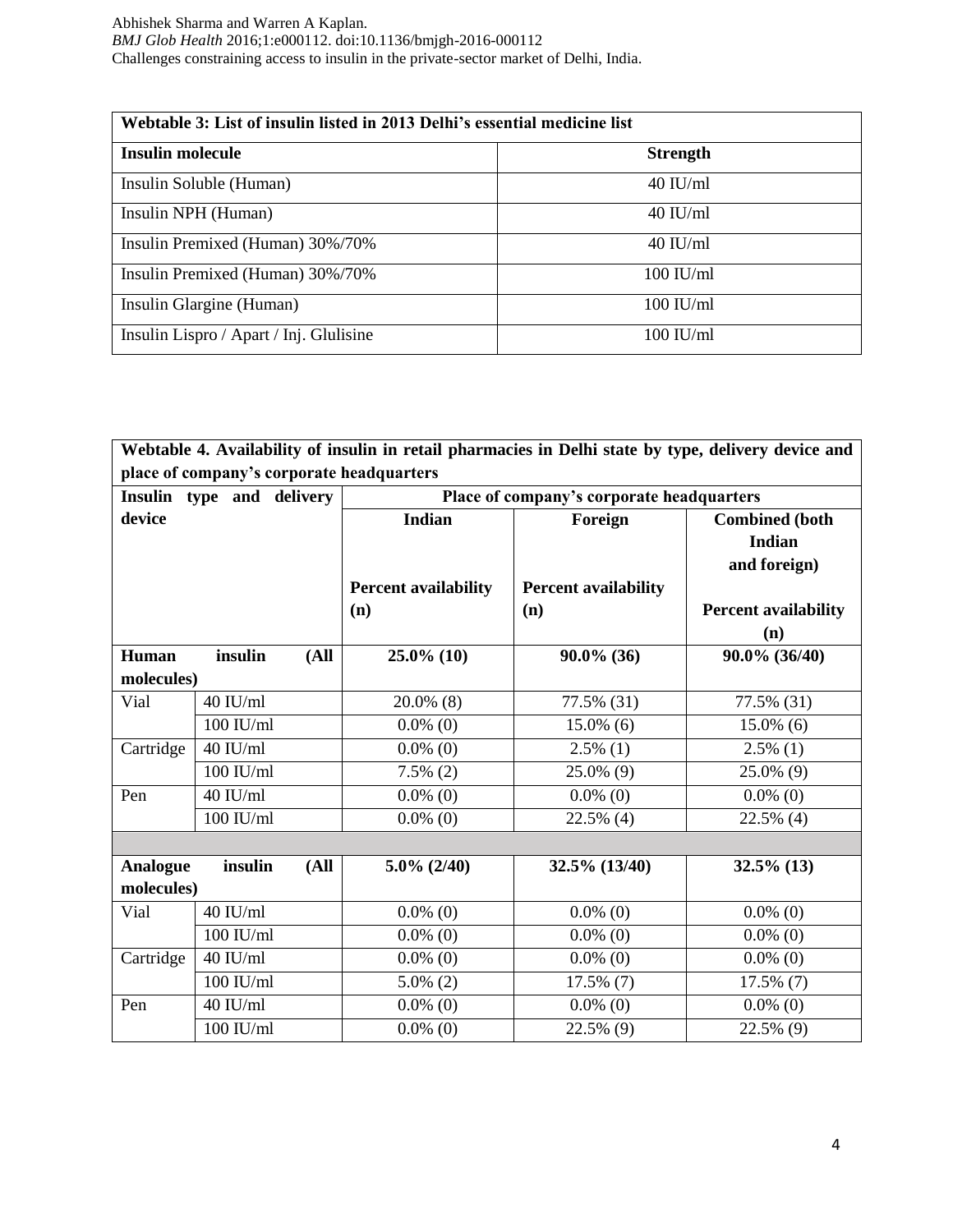| Webtable 3: List of insulin listed in 2013 Delhi's essential medicine list | |
|---|---|
| **Insulin molecule** | **Strength** |
| Insulin Soluble (Human) | 40 IU/ml |
| Insulin NPH (Human) | 40 IU/ml |
| Insulin Premixed (Human) 30%/70% | 40 IU/ml |
| Insulin Premixed (Human) 30%/70% | 100 IU/ml |
| Insulin Glargine (Human) | 100 IU/ml |
| Insulin Lispro / Apart / Inj. Glulisine | 100 IU/ml |

| Webtable 4. Availability of insulin in retail pharmacies in Delhi state by type, delivery device and place of company's corporate headquarters | | | | |
|---|---|---|---|---|
| **Insulin type and delivery device** | | **Place of company's corporate headquarters** | | |
| | | **Indian**<br>**Percent availability (n)** | **Foreign**<br>**Percent availability (n)** | **Combined (both Indian and foreign)**<br>**Percent availability (n)** |
| **Human insulin (All molecules)** | | **25.0% (10)** | **90.0% (36)** | **90.0% (36/40)** |
| Vial | 40 IU/ml | 20.0% (8) | 77.5% (31) | 77.5% (31) |
| | 100 IU/ml | 0.0% (0) | 15.0% (6) | 15.0% (6) |
| Cartridge | 40 IU/ml | 0.0% (0) | 2.5% (1) | 2.5% (1) |
| | 100 IU/ml | 7.5% (2) | 25.0% (9) | 25.0% (9) |
| Pen | 40 IU/ml | 0.0% (0) | 0.0% (0) | 0.0% (0) |
| | 100 IU/ml | 0.0% (0) | 22.5% (4) | 22.5% (4) |
| | | | | |
| **Analogue insulin (All molecules)** | | **5.0% (2/40)** | **32.5% (13/40)** | **32.5% (13)** |
| Vial | 40 IU/ml | 0.0% (0) | 0.0% (0) | 0.0% (0) |
| | 100 IU/ml | 0.0% (0) | 0.0% (0) | 0.0% (0) |
| Cartridge | 40 IU/ml | 0.0% (0) | 0.0% (0) | 0.0% (0) |
| | 100 IU/ml | 5.0% (2) | 17.5% (7) | 17.5% (7) |
| Pen | 40 IU/ml | 0.0% (0) | 0.0% (0) | 0.0% (0) |
| | 100 IU/ml | 0.0% (0) | 22.5% (9) | 22.5% (9) |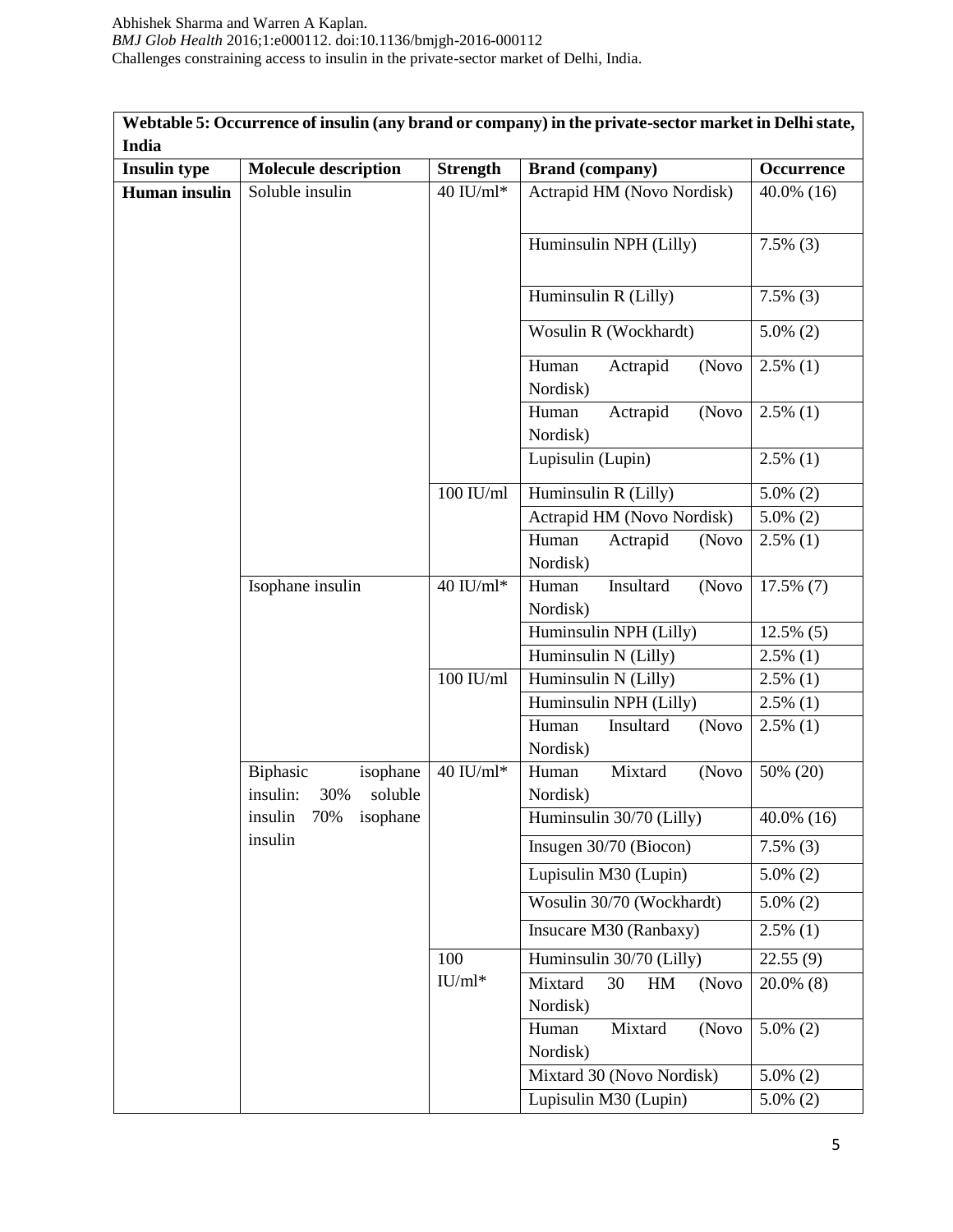| Webtable 5: Occurrence of insulin (any brand or company) in the private-sector market in Delhi state, India | | | | |
|---|---|---|---|---|
| **Insulin type** | **Molecule description** | **Strength** | **Brand (company)** | **Occurrence** |
| **Human insulin** | Soluble insulin | 40 IU/ml* | Actrapid HM (Novo Nordisk) | 40.0% (16) |
| | | | Huminsulin NPH (Lilly) | 7.5% (3) |
| | | | Huminsulin R (Lilly) | 7.5% (3) |
| | | | Wosulin R (Wockhardt) | 5.0% (2) |
| | | | Human Actrapid (Novo Nordisk) | 2.5% (1) |
| | | | Human Actrapid (Novo Nordisk) | 2.5% (1) |
| | | | Lupisulin (Lupin) | 2.5% (1) |
| | | 100 IU/ml | Huminsulin R (Lilly) | 5.0% (2) |
| | | | Actrapid HM (Novo Nordisk) | 5.0% (2) |
| | | | Human Actrapid (Novo Nordisk) | 2.5% (1) |
| | Isophane insulin | 40 IU/ml* | Human Insultard (Novo Nordisk) | 17.5% (7) |
| | | | Huminsulin NPH (Lilly) | 12.5% (5) |
| | | | Huminsulin N (Lilly) | 2.5% (1) |
| | | 100 IU/ml | Huminsulin N (Lilly) | 2.5% (1) |
| | | | Huminsulin NPH (Lilly) | 2.5% (1) |
| | | | Human Insultard (Novo Nordisk) | 2.5% (1) |
| | Biphasic isophane insulin: 30% soluble insulin 70% isophane insulin | 40 IU/ml* | Human Mixtard (Novo Nordisk) | 50% (20) |
| | | | Huminsulin 30/70 (Lilly) | 40.0% (16) |
| | | | Insugen 30/70 (Biocon) | 7.5% (3) |
| | | | Lupisulin M30 (Lupin) | 5.0% (2) |
| | | | Wosulin 30/70 (Wockhardt) | 5.0% (2) |
| | | | Insucare M30 (Ranbaxy) | 2.5% (1) |
| | | 100 IU/ml* | Huminsulin 30/70 (Lilly) | 22.55 (9) |
| | | | Mixtard 30 HM (Novo Nordisk) | 20.0% (8) |
| | | | Human Mixtard (Novo Nordisk) | 5.0% (2) |
| | | | Mixtard 30 (Novo Nordisk) | 5.0% (2) |
| | | | Lupisulin M30 (Lupin) | 5.0% (2) |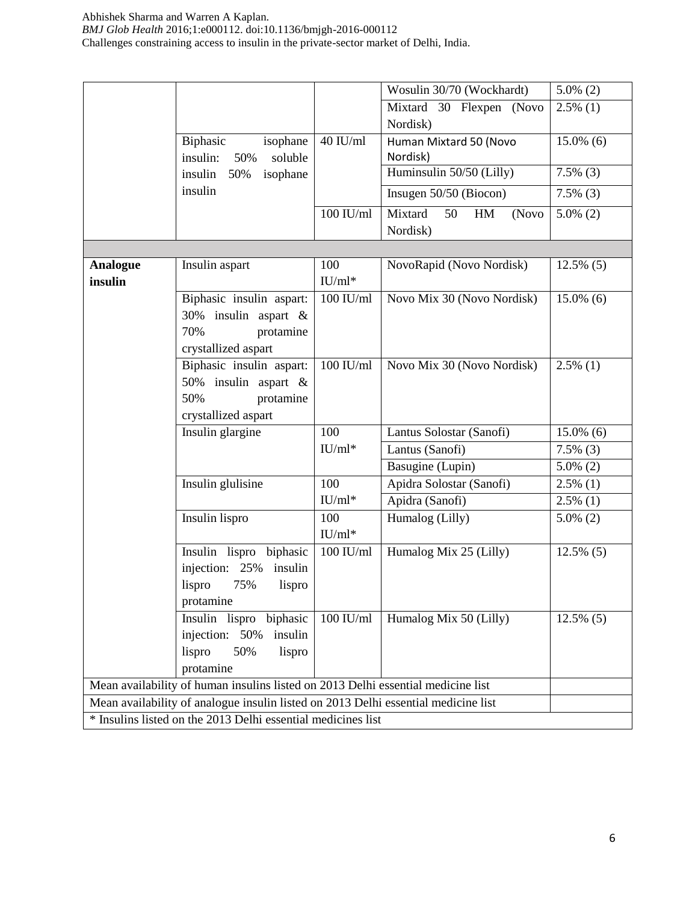| | | | Wosulin 30/70 (Wockhardt) | 5.0% (2) |
|---|---|---|---|---|
| | | | Mixtard 30 Flexpen (Novo Nordisk) | 2.5% (1) |
| | Biphasic isophane insulin: 50% soluble insulin 50% isophane insulin | 40 IU/ml | Human Mixtard 50 (Novo Nordisk) | 15.0% (6) |
| | | | Huminsulin 50/50 (Lilly) | 7.5% (3) |
| | | | Insugen 50/50 (Biocon) | 7.5% (3) |
| | | 100 IU/ml | Mixtard 50 HM (Novo Nordisk) | 5.0% (2) |
| | | | | |
| **Analogue insulin** | Insulin aspart | 100 IU/ml* | NovoRapid (Novo Nordisk) | 12.5% (5) |
| | Biphasic insulin aspart: 30% insulin aspart & 70% protamine crystallized aspart | 100 IU/ml | Novo Mix 30 (Novo Nordisk) | 15.0% (6) |
| | Biphasic insulin aspart: 50% insulin aspart & 50% protamine crystallized aspart | 100 IU/ml | Novo Mix 30 (Novo Nordisk) | 2.5% (1) |
| | Insulin glargine | 100 IU/ml* | Lantus Solostar (Sanofi) | 15.0% (6) |
| | | | Lantus (Sanofi) | 7.5% (3) |
| | | | Basugine (Lupin) | 5.0% (2) |
| | Insulin glulisine | 100 IU/ml* | Apidra Solostar (Sanofi) | 2.5% (1) |
| | | | Apidra (Sanofi) | 2.5% (1) |
| | Insulin lispro | 100 IU/ml* | Humalog (Lilly) | 5.0% (2) |
| | Insulin lispro biphasic injection: 25% insulin lispro 75% lispro protamine | 100 IU/ml | Humalog Mix 25 (Lilly) | 12.5% (5) |
| | Insulin lispro biphasic injection: 50% insulin lispro 50% lispro protamine | 100 IU/ml | Humalog Mix 50 (Lilly) | 12.5% (5) |
| Mean availability of human insulins listed on 2013 Delhi essential medicine list | | | | |
| Mean availability of analogue insulin listed on 2013 Delhi essential medicine list | | | | |
| * Insulins listed on the 2013 Delhi essential medicines list | | | | |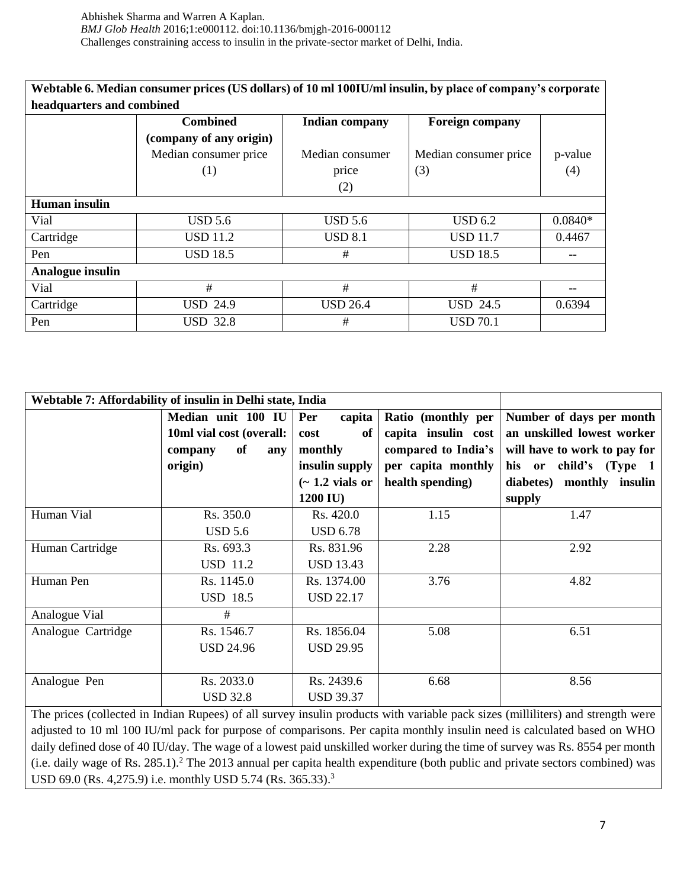**Webtable 6. Median consumer prices (US dollars) of 10 ml 100IU/ml insulin, by place of company's corporate headquarters and combined**

| | Combined (company of any origin) Median consumer price (1) | Indian company Median consumer price (2) | Foreign company Median consumer price (3) | p-value (4) |
|---|---|---|---|---|
| **Human insulin** | | | | |
| Vial | USD 5.6 | USD 5.6 | USD 6.2 | 0.0840* |
| Cartridge | USD 11.2 | USD 8.1 | USD 11.7 | 0.4467 |
| Pen | USD 18.5 | # | USD 18.5 | -- |
| **Analogue insulin** | | | | |
| Vial | # | # | # | -- |
| Cartridge | USD 24.9 | USD 26.4 | USD 24.5 | 0.6394 |
| Pen | USD 32.8 | # | USD 70.1 | |

**Webtable 7: Affordability of insulin in Delhi state, India**

| | Median unit 100 IU 10ml vial cost (overall: company of any origin) | Per capita cost of monthly insulin supply (~ 1.2 vials or 1200 IU) | Ratio (monthly per capita insulin cost compared to India's per capita monthly health spending) | Number of days per month an unskilled lowest worker will have to work to pay for his or child's (Type 1 diabetes) monthly insulin supply |
|---|---|---|---|---|
| Human Vial | Rs. 350.0<br>USD 5.6 | Rs. 420.0<br>USD 6.78 | 1.15 | 1.47 |
| Human Cartridge | Rs. 693.3<br>USD 11.2 | Rs. 831.96<br>USD 13.43 | 2.28 | 2.92 |
| Human Pen | Rs. 1145.0<br>USD 18.5 | Rs. 1374.00<br>USD 22.17 | 3.76 | 4.82 |
| Analogue Vial | # | | | |
| Analogue Cartridge | Rs. 1546.7<br>USD 24.96 | Rs. 1856.04<br>USD 29.95 | 5.08 | 6.51 |
| Analogue Pen | Rs. 2033.0<br>USD 32.8 | Rs. 2439.6<br>USD 39.37 | 6.68 | 8.56 |

The prices (collected in Indian Rupees) of all survey insulin products with variable pack sizes (milliliters) and strength were adjusted to 10 ml 100 IU/ml pack for purpose of comparisons. Per capita monthly insulin need is calculated based on WHO daily defined dose of 40 IU/day. The wage of a lowest paid unskilled worker during the time of survey was Rs. 8554 per month (i.e. daily wage of Rs. 285.1).[2] The 2013 annual per capita health expenditure (both public and private sectors combined) was USD 69.0 (Rs. 4,275.9) i.e. monthly USD 5.74 (Rs. 365.33).[3]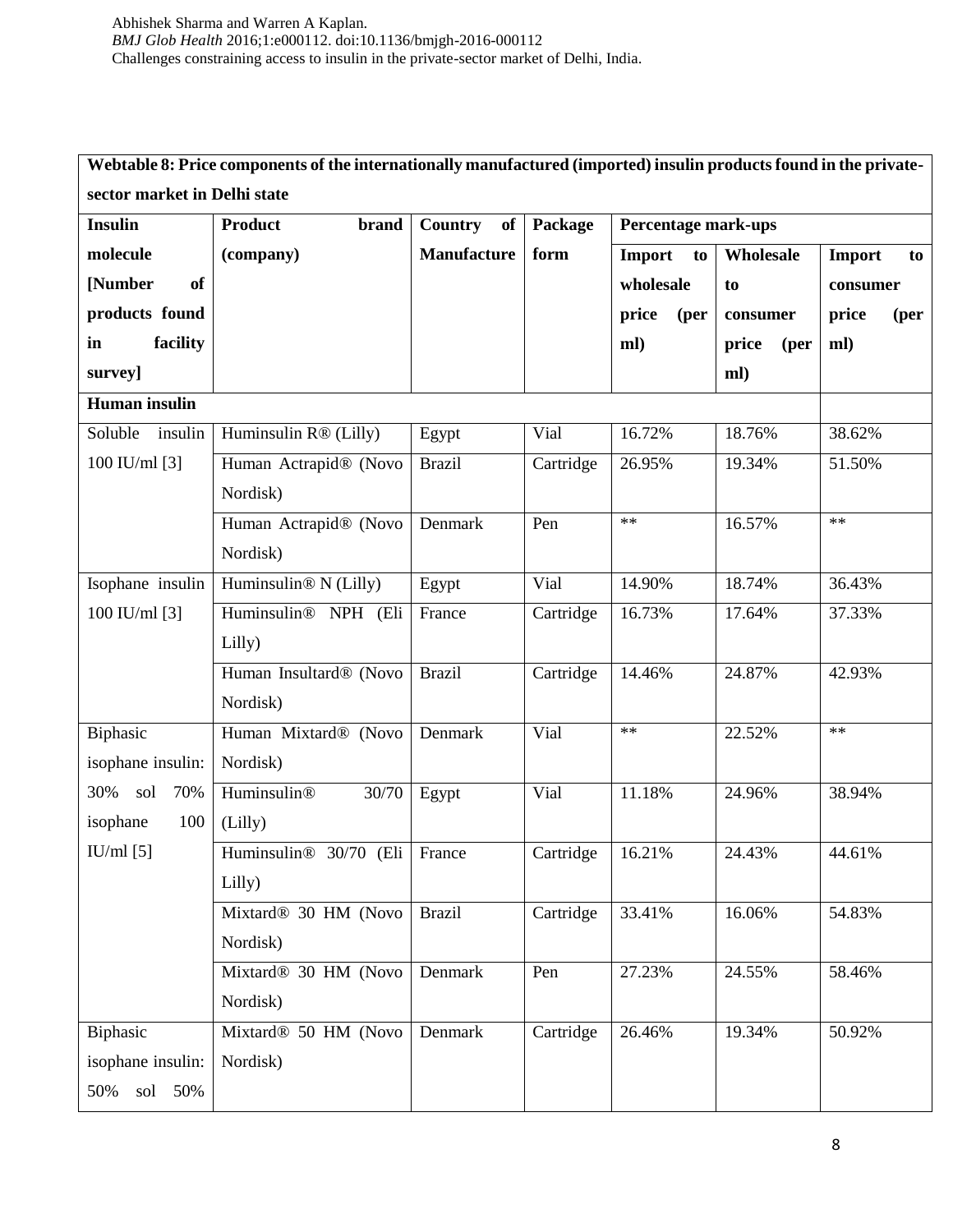| Webtable 8: Price components of the internationally manufactured (imported) insulin products found in the private-sector market in Delhi state | | | | | | |
|---|---|---|---|---|---|---|
| **Insulin molecule [Number of products found in facility survey]** | **Product brand (company)** | **Country of Manufacture** | **Package form** | **Percentage mark-ups** | | |
| | | | | **Import to wholesale price (per ml)** | **Wholesale to consumer price (per ml)** | **Import to consumer price (per ml)** |
| **Human insulin** | | | | | | |
| Soluble insulin 100 IU/ml [3] | Huminsulin R® (Lilly) | Egypt | Vial | 16.72% | 18.76% | 38.62% |
| | Human Actrapid® (Novo Nordisk) | Brazil | Cartridge | 26.95% | 19.34% | 51.50% |
| | Human Actrapid® (Novo Nordisk) | Denmark | Pen | ** | 16.57% | ** |
| Isophane insulin 100 IU/ml [3] | Huminsulin® N (Lilly) | Egypt | Vial | 14.90% | 18.74% | 36.43% |
| | Huminsulin® NPH (Eli Lilly) | France | Cartridge | 16.73% | 17.64% | 37.33% |
| | Human Insultard® (Novo Nordisk) | Brazil | Cartridge | 14.46% | 24.87% | 42.93% |
| Biphasic isophane insulin: 30% sol 70% isophane 100 IU/ml [5] | Human Mixtard® (Novo Nordisk) | Denmark | Vial | ** | 22.52% | ** |
| | Huminsulin® 30/70 (Lilly) | Egypt | Vial | 11.18% | 24.96% | 38.94% |
| | Huminsulin® 30/70 (Eli Lilly) | France | Cartridge | 16.21% | 24.43% | 44.61% |
| | Mixtard® 30 HM (Novo Nordisk) | Brazil | Cartridge | 33.41% | 16.06% | 54.83% |
| | Mixtard® 30 HM (Novo Nordisk) | Denmark | Pen | 27.23% | 24.55% | 58.46% |
| Biphasic isophane insulin: 50% sol 50% | Mixtard® 50 HM (Novo Nordisk) | Denmark | Cartridge | 26.46% | 19.34% | 50.92% |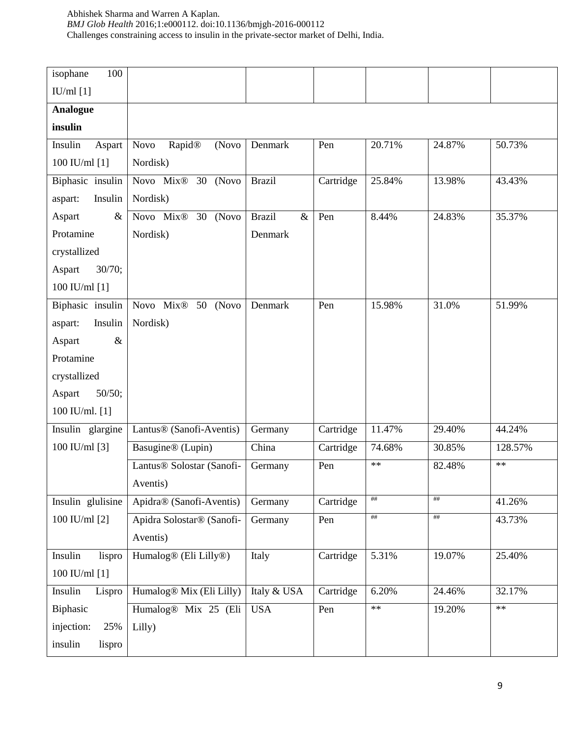| | | | | | | |
|---|---|---|---|---|---|---|
| isophane 100 IU/ml [1] | | | | | | |
| **Analogue insulin** | | | | | | |
| Insulin Aspart 100 IU/ml [1] | Novo Rapid® (Novo Nordisk) | Denmark | Pen | 20.71% | 24.87% | 50.73% |
| Biphasic insulin aspart: Insulin Aspart & Protamine crystallized Aspart 30/70; 100 IU/ml [1] | Novo Mix® 30 (Novo Nordisk) | Brazil | Cartridge | 25.84% | 13.98% | 43.43% |
| | Novo Mix® 30 (Novo Nordisk) | Brazil & Denmark | Pen | 8.44% | 24.83% | 35.37% |
| Biphasic insulin aspart: Insulin Aspart & Protamine crystallized Aspart 50/50; 100 IU/ml. [1] | Novo Mix® 50 (Novo Nordisk) | Denmark | Pen | 15.98% | 31.0% | 51.99% |
| Insulin glargine 100 IU/ml [3] | Lantus® (Sanofi-Aventis) | Germany | Cartridge | 11.47% | 29.40% | 44.24% |
| | Basugine® (Lupin) | China | Cartridge | 74.68% | 30.85% | 128.57% |
| | Lantus® Solostar (Sanofi-Aventis) | Germany | Pen | ** | 82.48% | ** |
| Insulin glulisine 100 IU/ml [2] | Apidra® (Sanofi-Aventis) | Germany | Cartridge | ## | ## | 41.26% |
| | Apidra Solostar® (Sanofi-Aventis) | Germany | Pen | ## | ## | 43.73% |
| Insulin lispro 100 IU/ml [1] | Humalog® (Eli Lilly®) | Italy | Cartridge | 5.31% | 19.07% | 25.40% |
| Insulin Lispro Biphasic injection: 25% insulin lispro | Humalog® Mix (Eli Lilly) | Italy & USA | Cartridge | 6.20% | 24.46% | 32.17% |
| | Humalog® Mix 25 (Eli Lilly) | USA | Pen | ** | 19.20% | ** |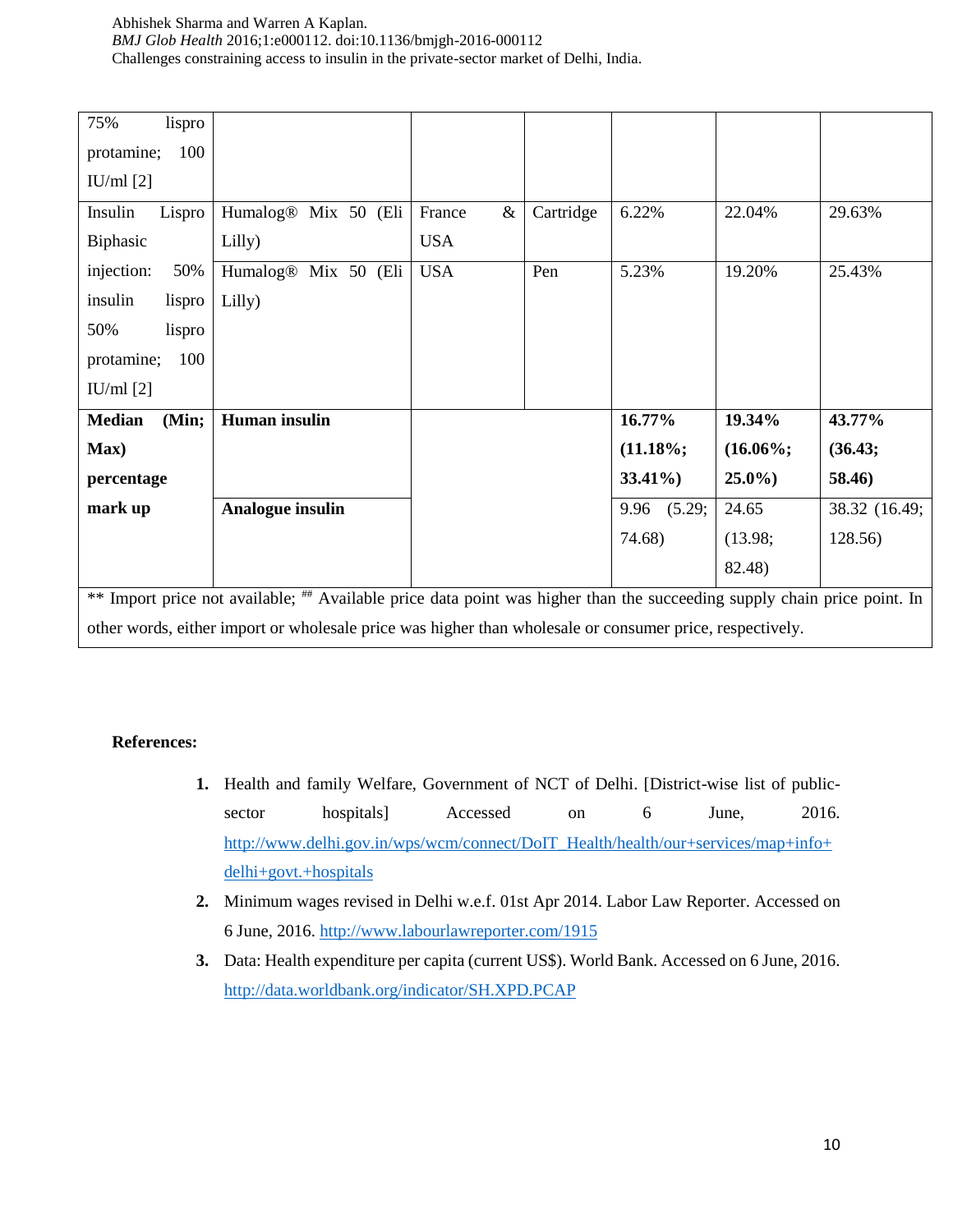| | | | | | | |
|---|---|---|---|---|---|---|
| 75% lispro protamine; 100 IU/ml [2] | | | | | | |
| Insulin Lispro Biphasic injection: 50% insulin lispro 50% lispro protamine; 100 IU/ml [2] | Humalog® Mix 50 (Eli Lilly) | France & USA | Cartridge | 6.22% | 22.04% | 29.63% |
| | Humalog® Mix 50 (Eli Lilly) | USA | Pen | 5.23% | 19.20% | 25.43% |
| **Median (Min; Max) percentage mark up** | **Human insulin** | | | **16.77% (11.18%; 33.41%)** | **19.34% (16.06%; 25.0%)** | **43.77% (36.43; 58.46)** |
| | **Analogue insulin** | | | 9.96 (5.29; 74.68) | 24.65 (13.98; 82.48) | 38.32 (16.49; 128.56) |
| ** Import price not available; ## Available price data point was higher than the succeeding supply chain price point. In other words, either import or wholesale price was higher than wholesale or consumer price, respectively. | | | | | | |

**References:**

1. Health and family Welfare, Government of NCT of Delhi. [District-wise list of public-sector hospitals] Accessed on 6 June, 2016. http://www.delhi.gov.in/wps/wcm/connect/DoIT_Health/health/our+services/map+info+delhi+govt.+hospitals
2. Minimum wages revised in Delhi w.e.f. 01st Apr 2014. Labor Law Reporter. Accessed on 6 June, 2016. http://www.labourlawreporter.com/1915
3. Data: Health expenditure per capita (current US$). World Bank. Accessed on 6 June, 2016. http://data.worldbank.org/indicator/SH.XPD.PCAP